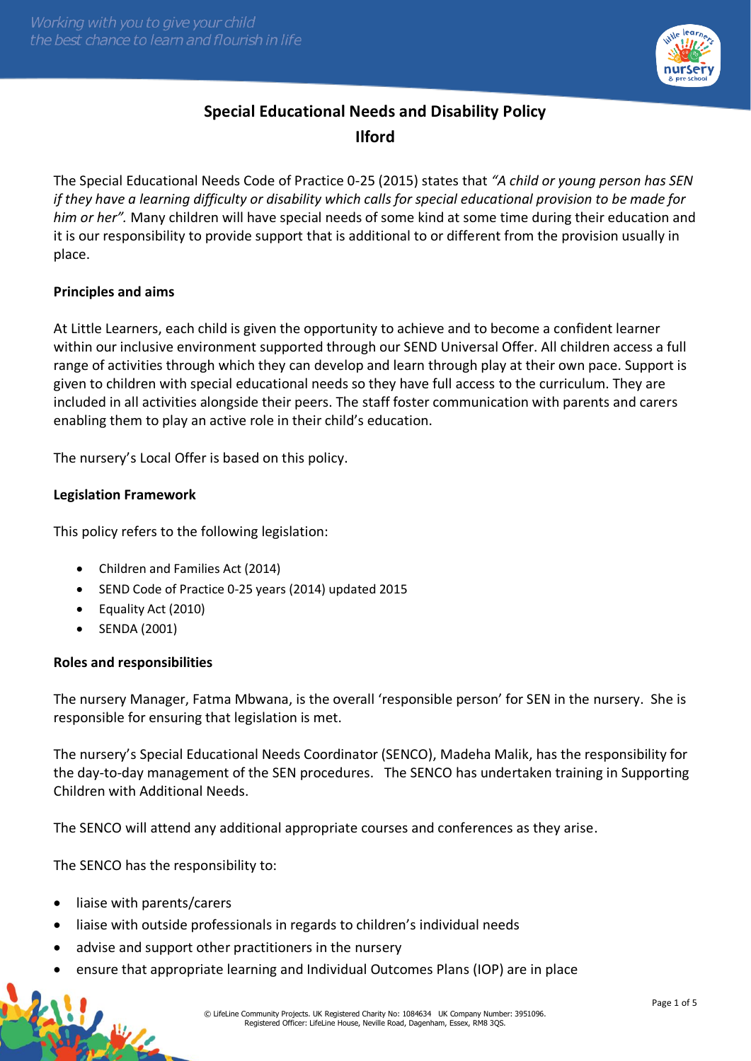# Special Educational Needs and Disability Policy

## Ilford

The Special Educational Needs Code of Practice 0-25 (2015) states that *"A child or young person has SEN if they have a learning difficulty or disability which calls for special educational provision to be made for him or her".* Many children will have special needs of some kind at some time during their education and it is our responsibility to provide support that is additional to or different from the provision usually in place.

**Principles and aims**

At Little Learners, each child is given the opportunity to achieve and to become a confident learner within our inclusive environment supported through our SEND Universal Offer. All children access a full range of activities through which they can develop and learn through play at their own pace. Support is given to children with special educational needs so they have full access to the curriculum. They are included in all activities alongside their peers. The staff foster communication with parents and carers enabling them to play an active role in their child's education.

The nursery's Local Offer is based on this policy.

**Legislation Framework**

This policy refers to the following legislation:

- Children and Families Act (2014)
- SEND Code of Practice 0-25 years (2014) updated 2015
- Equality Act (2010)
- SENDA (2001)

**Roles and responsibilities**

The nursery Manager, Fatma Mbwana, is the overall 'responsible person' for SEN in the nursery. She is responsible for ensuring that legislation is met.

The nursery's Special Educational Needs Coordinator (SENCO), Madeha Malik, has the responsibility for the day-to-day management of the SEN procedures. The SENCO has undertaken training in Supporting Children with Additional Needs.

The SENCO will attend any additional appropriate courses and conferences as they arise.

The SENCO has the responsibility to:

- liaise with parents/carers
- liaise with outside professionals in regards to children's individual needs
- advise and support other practitioners in the nursery
- ensure that appropriate learning and Individual Outcomes Plans (IOP) are in place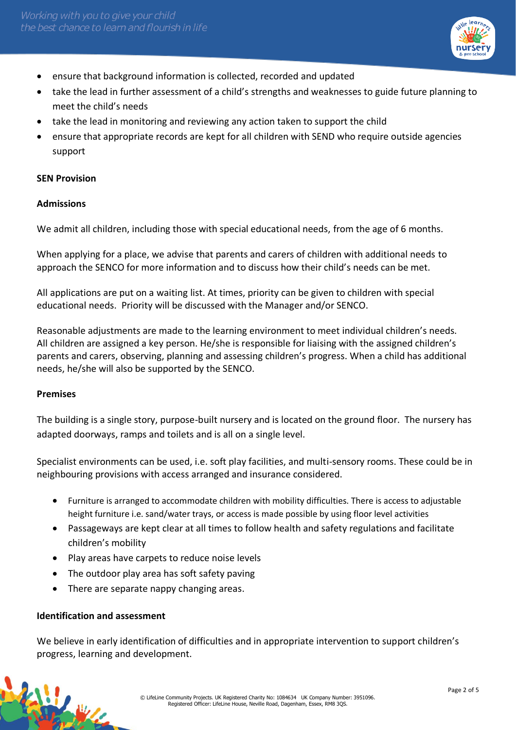- ensure that background information is collected, recorded and updated
- take the lead in further assessment of a child's strengths and weaknesses to guide future planning to meet the child's needs
- take the lead in monitoring and reviewing any action taken to support the child
- ensure that appropriate records are kept for all children with SEND who require outside agencies support

**SEN Provision**

**Admissions**

We admit all children, including those with special educational needs, from the age of 6 months.

When applying for a place, we advise that parents and carers of children with additional needs to approach the SENCO for more information and to discuss how their child's needs can be met.

All applications are put on a waiting list. At times, priority can be given to children with special educational needs. Priority will be discussed with the Manager and/or SENCO.

Reasonable adjustments are made to the learning environment to meet individual children's needs. All children are assigned a key person. He/she is responsible for liaising with the assigned children's parents and carers, observing, planning and assessing children's progress. When a child has additional needs, he/she will also be supported by the SENCO.

**Premises**

The building is a single story, purpose-built nursery and is located on the ground floor. The nursery has adapted doorways, ramps and toilets and is all on a single level.

Specialist environments can be used, i.e. soft play facilities, and multi-sensory rooms. These could be in neighbouring provisions with access arranged and insurance considered.

- Furniture is arranged to accommodate children with mobility difficulties. There is access to adjustable height furniture i.e. sand/water trays, or access is made possible by using floor level activities
- Passageways are kept clear at all times to follow health and safety regulations and facilitate children's mobility
- Play areas have carpets to reduce noise levels
- The outdoor play area has soft safety paving
- There are separate nappy changing areas.

**Identification and assessment**

We believe in early identification of difficulties and in appropriate intervention to support children's progress, learning and development.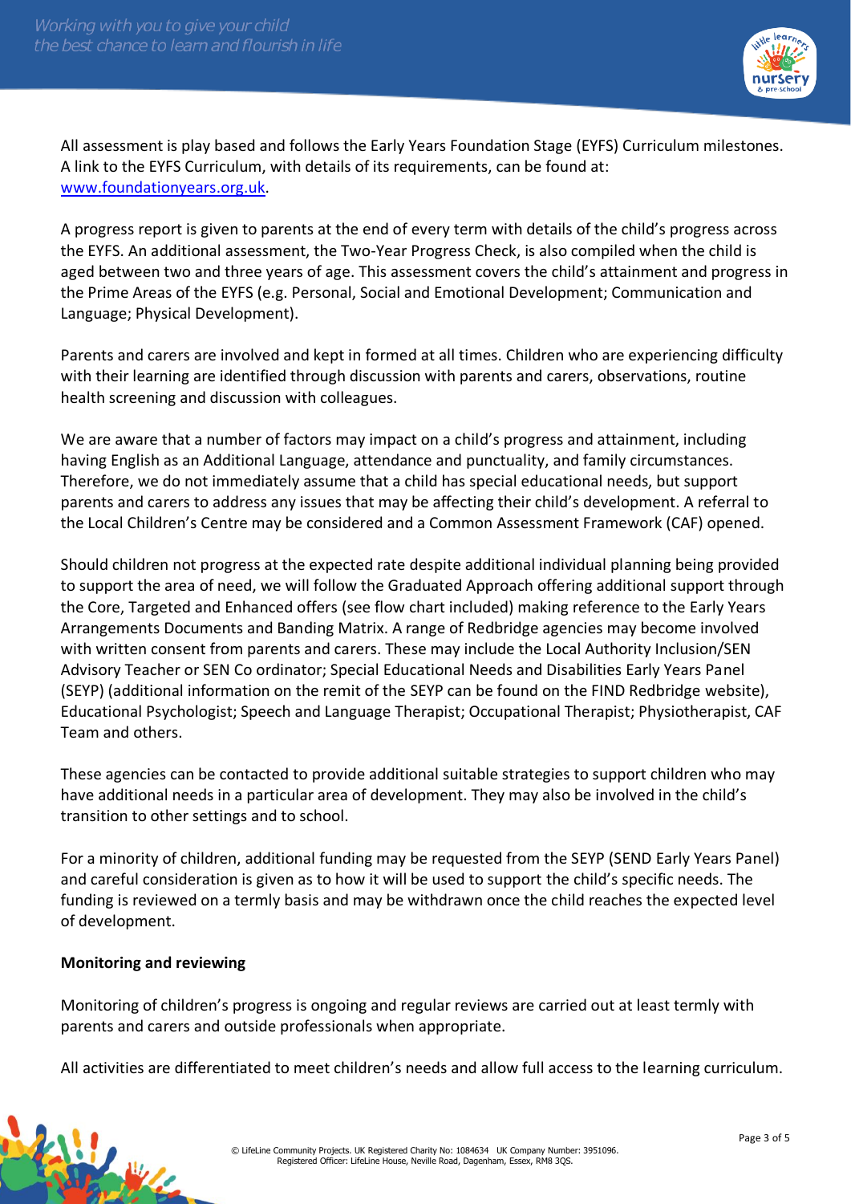All assessment is play based and follows the Early Years Foundation Stage (EYFS) Curriculum milestones. A link to the EYFS Curriculum, with details of its requirements, can be found at: [www.foundationyears.org.uk](www.foundationyears.org.uk).

A progress report is given to parents at the end of every term with details of the child's progress across the EYFS. An additional assessment, the Two-Year Progress Check, is also compiled when the child is aged between two and three years of age. This assessment covers the child's attainment and progress in the Prime Areas of the EYFS (e.g. Personal, Social and Emotional Development; Communication and Language; Physical Development).

Parents and carers are involved and kept in formed at all times. Children who are experiencing difficulty with their learning are identified through discussion with parents and carers, observations, routine health screening and discussion with colleagues.

We are aware that a number of factors may impact on a child's progress and attainment, including having English as an Additional Language, attendance and punctuality, and family circumstances. Therefore, we do not immediately assume that a child has special educational needs, but support parents and carers to address any issues that may be affecting their child's development. A referral to the Local Children's Centre may be considered and a Common Assessment Framework (CAF) opened.

Should children not progress at the expected rate despite additional individual planning being provided to support the area of need, we will follow the Graduated Approach offering additional support through the Core, Targeted and Enhanced offers (see flow chart included) making reference to the Early Years Arrangements Documents and Banding Matrix. A range of Redbridge agencies may become involved with written consent from parents and carers. These may include the Local Authority Inclusion/SEN Advisory Teacher or SEN Co ordinator; Special Educational Needs and Disabilities Early Years Panel (SEYP) (additional information on the remit of the SEYP can be found on the FIND Redbridge website), Educational Psychologist; Speech and Language Therapist; Occupational Therapist; Physiotherapist, CAF Team and others.

These agencies can be contacted to provide additional suitable strategies to support children who may have additional needs in a particular area of development. They may also be involved in the child's transition to other settings and to school.

For a minority of children, additional funding may be requested from the SEYP (SEND Early Years Panel) and careful consideration is given as to how it will be used to support the child's specific needs. The funding is reviewed on a termly basis and may be withdrawn once the child reaches the expected level of development.

**Monitoring and reviewing**

Monitoring of children's progress is ongoing and regular reviews are carried out at least termly with parents and carers and outside professionals when appropriate.

All activities are differentiated to meet children's needs and allow full access to the learning curriculum.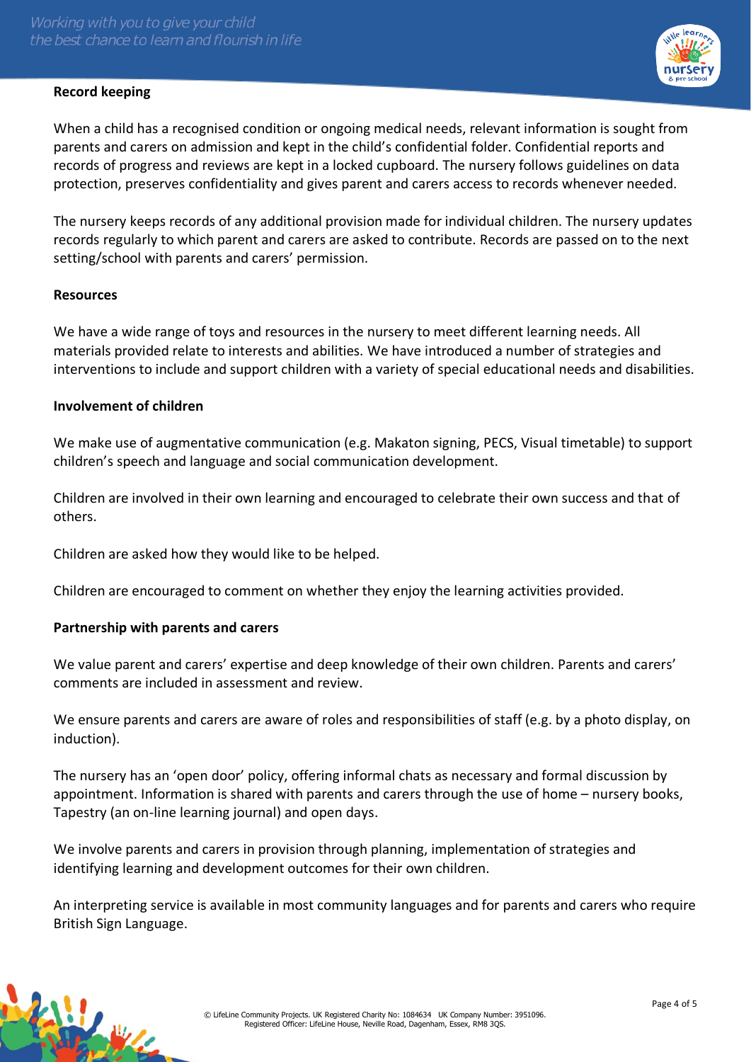**Record keeping**

When a child has a recognised condition or ongoing medical needs, relevant information is sought from parents and carers on admission and kept in the child's confidential folder. Confidential reports and records of progress and reviews are kept in a locked cupboard. The nursery follows guidelines on data protection, preserves confidentiality and gives parent and carers access to records whenever needed.

The nursery keeps records of any additional provision made for individual children. The nursery updates records regularly to which parent and carers are asked to contribute. Records are passed on to the next setting/school with parents and carers' permission.

**Resources**

We have a wide range of toys and resources in the nursery to meet different learning needs. All materials provided relate to interests and abilities. We have introduced a number of strategies and interventions to include and support children with a variety of special educational needs and disabilities.

**Involvement of children**

We make use of augmentative communication (e.g. Makaton signing, PECS, Visual timetable) to support children's speech and language and social communication development.

Children are involved in their own learning and encouraged to celebrate their own success and that of others.

Children are asked how they would like to be helped.

Children are encouraged to comment on whether they enjoy the learning activities provided.

**Partnership with parents and carers**

We value parent and carers' expertise and deep knowledge of their own children. Parents and carers' comments are included in assessment and review.

We ensure parents and carers are aware of roles and responsibilities of staff (e.g. by a photo display, on induction).

The nursery has an 'open door' policy, offering informal chats as necessary and formal discussion by appointment. Information is shared with parents and carers through the use of home – nursery books, Tapestry (an on-line learning journal) and open days.

We involve parents and carers in provision through planning, implementation of strategies and identifying learning and development outcomes for their own children.

An interpreting service is available in most community languages and for parents and carers who require British Sign Language.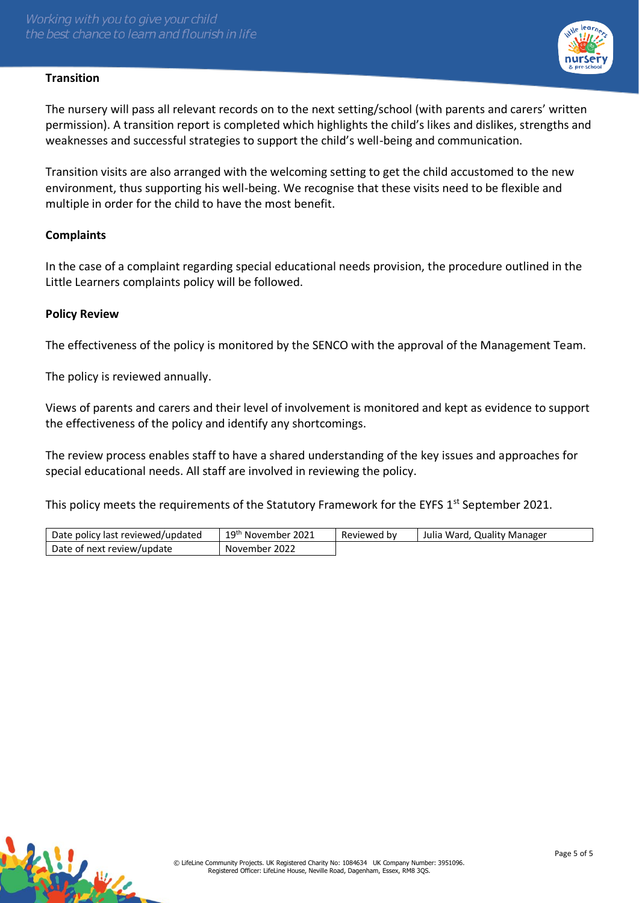**Transition**

The nursery will pass all relevant records on to the next setting/school (with parents and carers' written permission). A transition report is completed which highlights the child's likes and dislikes, strengths and weaknesses and successful strategies to support the child's well-being and communication.

Transition visits are also arranged with the welcoming setting to get the child accustomed to the new environment, thus supporting his well-being. We recognise that these visits need to be flexible and multiple in order for the child to have the most benefit.

**Complaints**

In the case of a complaint regarding special educational needs provision, the procedure outlined in the Little Learners complaints policy will be followed.

**Policy Review**

The effectiveness of the policy is monitored by the SENCO with the approval of the Management Team.

The policy is reviewed annually.

Views of parents and carers and their level of involvement is monitored and kept as evidence to support the effectiveness of the policy and identify any shortcomings.

The review process enables staff to have a shared understanding of the key issues and approaches for special educational needs. All staff are involved in reviewing the policy.

This policy meets the requirements of the Statutory Framework for the EYFS 1st September 2021.

| | | | |
|---|---|---|---|
| Date policy last reviewed/updated | 19th November 2021 | Reviewed by | Julia Ward, Quality Manager |
| Date of next review/update | November 2022 | | |

© LifeLine Community Projects. UK Registered Charity No: 1084634 UK Company Number: 3951096.
Registered Officer: LifeLine House, Neville Road, Dagenham, Essex, RM8 3QS.